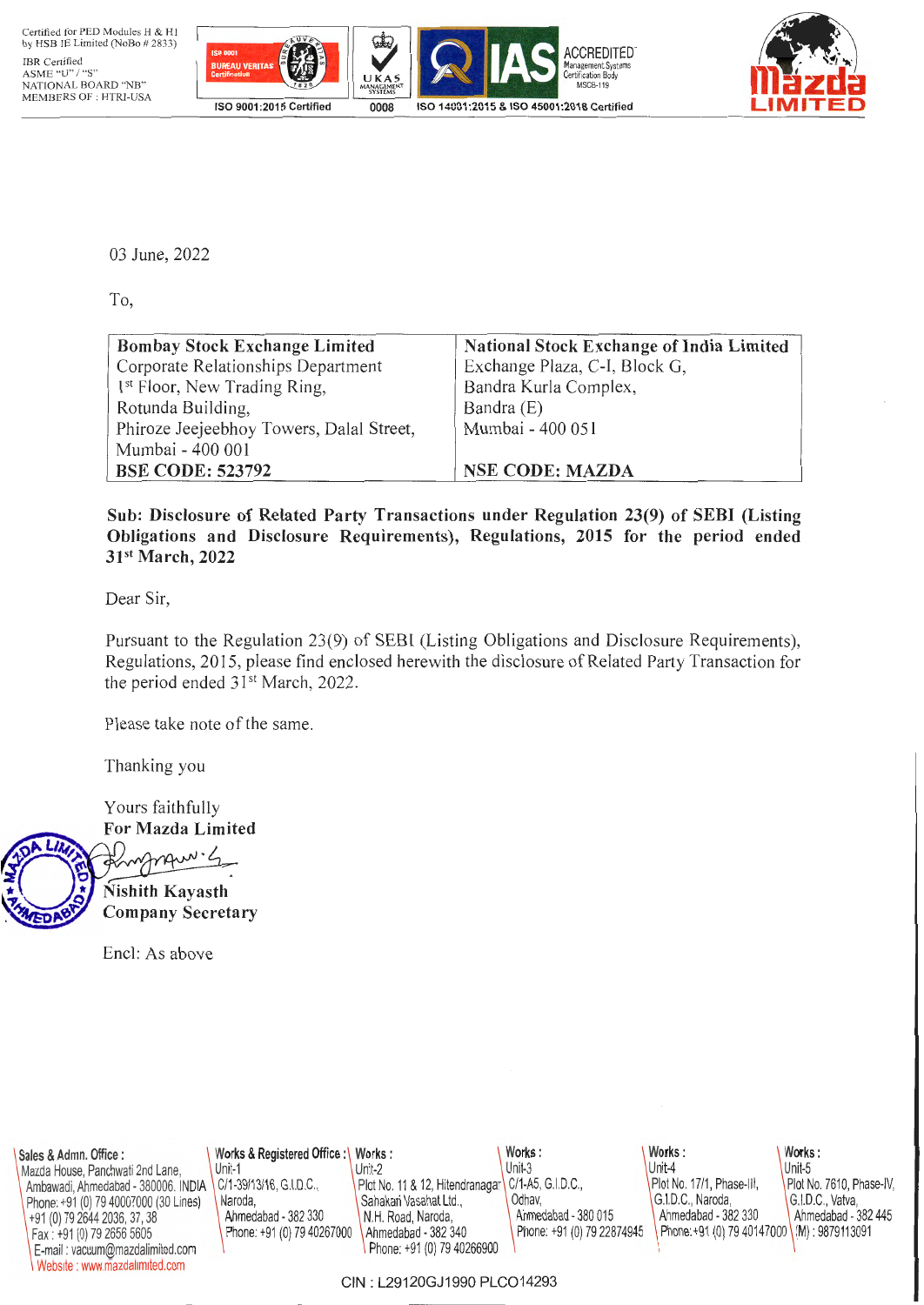Certified for PED Modules H & H1 by HSB IE Limited (NoBo # 2833)
IBR Certified
ASME "U" / "S"
NATIONAL BOARD "NB"
MEMBERS OF : HTRI-USA

ISO 9001:2015 Certified | 0008 | ISO 14001:2015 & ISO 45001:2018 Certified

03 June, 2022

To,

| Bombay Stock Exchange Limited | National Stock Exchange of India Limited |
|---|---|
| Corporate Relationships Department<br>1st Floor, New Trading Ring,<br>Rotunda Building,<br>Phiroze Jeejeebhoy Towers, Dalal Street,<br>Mumbai - 400 001 | Exchange Plaza, C-I, Block G,<br>Bandra Kurla Complex,<br>Bandra (E)<br>Mumbai - 400 051 |
| **BSE CODE: 523792** | **NSE CODE: MAZDA** |

**Sub: Disclosure of Related Party Transactions under Regulation 23(9) of SEBI (Listing Obligations and Disclosure Requirements), Regulations, 2015 for the period ended 31st March, 2022**

Dear Sir,

Pursuant to the Regulation 23(9) of SEBI (Listing Obligations and Disclosure Requirements), Regulations, 2015, please find enclosed herewith the disclosure of Related Party Transaction for the period ended 31st March, 2022.

Please take note of the same.

Thanking you

Yours faithfully
**For Mazda Limited**

**Nishith Kayasth**
**Company Secretary**

Encl: As above

**Sales & Admn. Office :** Mazda House, Panchwati 2nd Lane, Ambawadi, Ahmedabad - 380006. INDIA Phone: +91 (0) 79 40007000 (30 Lines) +91 (0) 79 2644 2036, 37, 38 Fax : +91 (0) 79 2656 5605 E-mail : vacuum@mazdalimited.com Website : www.mazdalimited.com

**Works & Registered Office :** Unit-1 C/1-39/13/16, G.I.D.C., Naroda, Ahmedabad - 382 330 Phone: +91 (0) 79 40267000

**Works :** Unit-2 Plot No. 11 & 12, Hitendranagar Sahakari Vasahat Ltd., N.H. Road, Naroda, Ahmedabad - 382 340 Phone: +91 (0) 79 40266900

**Works :** Unit-3 C/1-A5, G.I.D.C., Odhav, Ahmedabad - 380 015 Phone: +91 (0) 79 22874945

**Works :** Unit-4 Plot No. 17/1, Phase-III, G.I.D.C., Naroda, Ahmedabad - 382 330 Phone: +91 (0) 79 40147000

**Works :** Unit-5 Plot No. 7610, Phase-IV, G.I.D.C., Vatva, Ahmedabad - 382 445 (M) : 9879113091

CIN : L29120GJ1990 PLC014293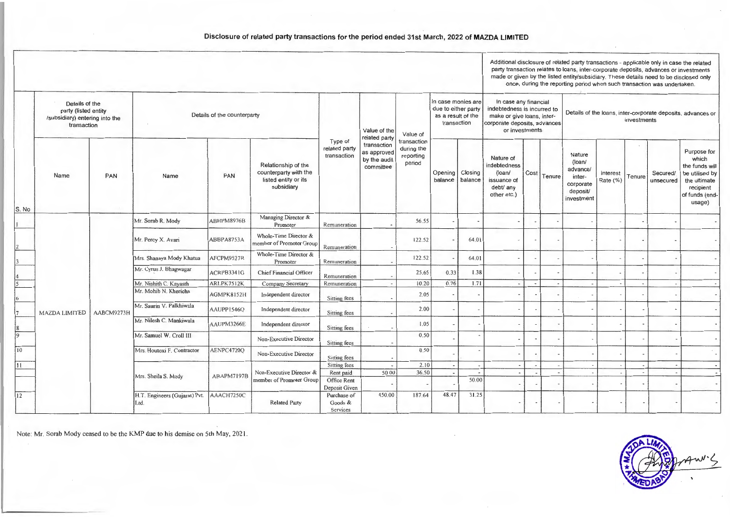# Disclosure of related party transactions for the period ended 31st March, 2022 of MAZDA LIMITED

| S. No | Details of the party (listed entity /subsidiary) entering into the transaction | | Details of the counterparty | | | Type of related party transaction | Value of the related party transaction as approved by the audit committee | Value of transaction during the reporting period | In case monies are due to either party as a result of the transaction | | Additional disclosure of related party transactions - applicable only in case the related party transaction relates to loans, inter-corporate deposits, advances or investments made or given by the listed entity/subsidiary. These details need to be disclosed only once, during the reporting period when such transaction was undertaken. In case any financial indebtedness is incurred to make or give loans, inter-corporate deposits, advances or investments | | | Details of the loans, inter-corporate deposits, advances or investments | | | | |
|---|---|---|---|---|---|---|---|---|---|---|---|---|---|---|---|---|---|---|
| | Name | PAN | Name | PAN | Relationship of the counterparty with the listed entity or its subsidiary | | | | Opening balance | Closing balance | Nature of indebtedness (loan/ issuance of debt/ any other etc.) | Cost | Tenure | Nature (loan/ advance/ inter-corporate deposit/ investment | Interest Rate (%) | Tenure | Secured/ unsecured | Purpose for which the funds will be utilised by the ultimate recipient of funds (end-usage) |
| 1 | MAZDA LIMITED | AABCM9273H | Mr. Sorab R. Mody | ABHPM8976B | Managing Director & Promoter | Remuneration | - | 56.55 | - | - | - | - | - | - | - | - | - | - |
| 2 | | | Mr. Percy X. Avari | ABBPA8753A | Whole-Time Director & member of Promoter Group | Remuneration | - | 122.52 | - | 64.01 | - | - | - | - | - | - | - | - |
| 3 | | | Mrs. Shanaya Mody Khatua | AFCPM9527R | Whole-Time Director & Promoter | Remuneration | - | 122.52 | - | 64.01 | - | - | - | - | - | - | - | - |
| 4 | | | Mr. Cyrus J. Bhagwagar | ACRPB3341G | Chief Financial Officer | Remuneration | - | 25.65 | 0.33 | 1.38 | - | - | - | - | - | - | - | - |
| 5 | | | Mr. Nishith C. Kayasth | ARLPK7512K | Company Secretary | Remuneration | - | 10.20 | 0.76 | 1.71 | - | - | - | - | - | - | - | - |
| 6 | | | Mr. Mohib N. Khericha | AGMPK8152H | Independent director | Sitting fees | - | 2.05 | - | - | - | - | - | - | - | - | - | - |
| 7 | | | Mr. Saurin V. Palkhiwala | AAUPP1546Q | Independent director | Sitting fees | - | 2.00 | - | - | - | - | - | - | - | - | - | - |
| 8 | | | Mr. Nilesh C. Mankiwala | AAUPM3266E | Independent director | Sitting fees | - | 1.05 | - | - | - | - | - | - | - | - | - | - |
| 9 | | | Mr. Samuel W. Croll III | | Non-Executive Director | Sitting fees | - | 0.50 | - | - | - | - | - | - | - | - | - | - |
| 10 | | | Mrs. Houtoxi F. Contractor | AENPC4720Q | Non-Executive Director | Sitting fees | - | 0.50 | - | - | - | - | - | - | - | - | - | - |
| 11 | | | Mrs. Sheila S. Mody | ABAPM7197B | Non-Executive Director & member of Promoter Group | Sitting fees | - | 2.10 | - | - | - | - | - | - | - | - | - | - |
| | | | | | | Rent paid | 50.00 | 36.50 | - | - | - | - | - | - | - | - | - | - |
| | | | | | | Office Rent Deposit Given | - | - | - | 50.00 | - | - | - | - | - | - | - | - |
| 12 | | | H.T. Engineers (Gujarat) Pvt. Ltd. | AAACH7250C | Related Party | Purchase of Goods & Services | 450.00 | 187.64 | 48.47 | 31.25 | - | - | - | - | - | - | - | - |

Note: Mr. Sorab Mody ceased to be the KMP due to his demise on 5th May, 2021.